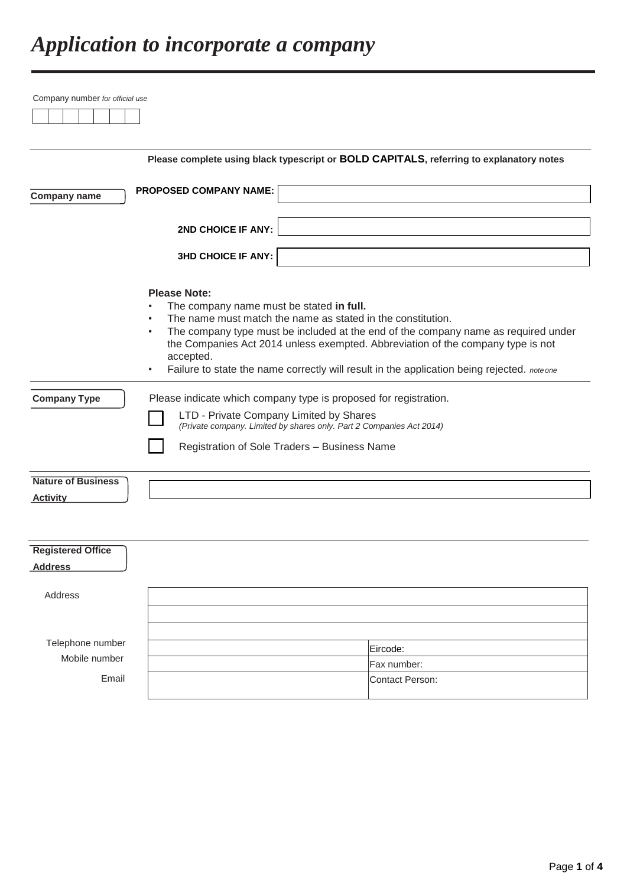# Application to incorporate a company

Company number *for official use*

| | | | | | | |
|---|---|---|---|---|---|---|
| | | | | | | |

**Please complete using black typescript or BOLD CAPITALS, referring to explanatory notes**

**Company name**

| | |
|---|---|
| **PROPOSED COMPANY NAME:** | |
| **2ND CHOICE IF ANY:** | |
| **3HD CHOICE IF ANY:** | |

**Please Note:**

- The company name must be stated **in full.**
- The name must match the name as stated in the constitution.
- The company type must be included at the end of the company name as required under the Companies Act 2014 unless exempted. Abbreviation of the company type is not accepted.
- Failure to state the name correctly will result in the application being rejected. *note one*

**Company Type**

Please indicate which company type is proposed for registration.

☐ LTD - Private Company Limited by Shares
*(Private company. Limited by shares only. Part 2 Companies Act 2014)*

☐ Registration of Sole Traders – Business Name

**Nature of Business Activity**

| |
|---|
| |

**Registered Office Address**

| | | |
|---|---|---|
| Address | | |
| | | |
| | | |
| Telephone number | | Eircode: |
| Mobile number | | Fax number: |
| Email | | Contact Person: |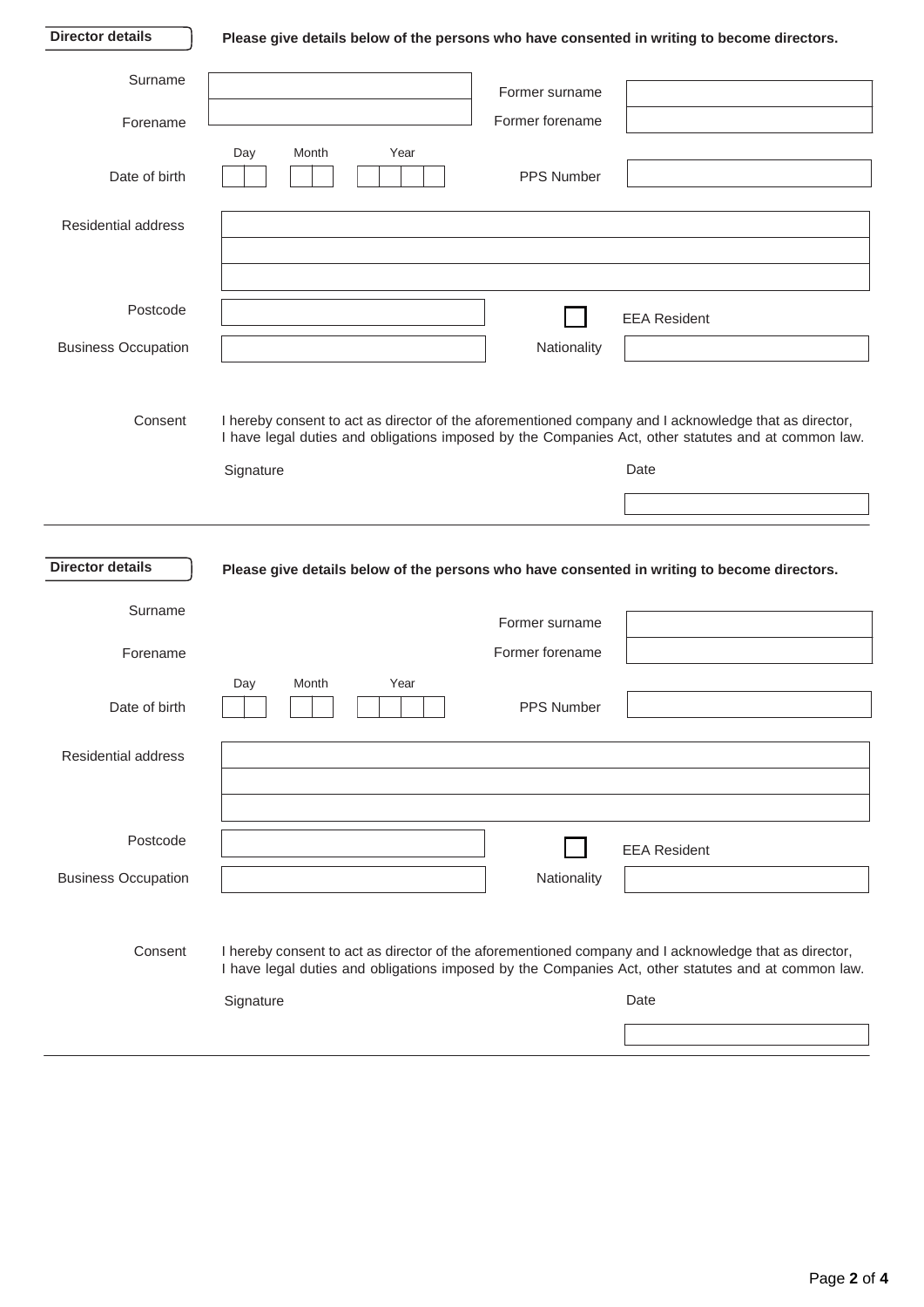**Director details**

**Please give details below of the persons who have consented in writing to become directors.**

Surname

Former surname

Forename

Former forename

Date of birth (Day / Month / Year)

PPS Number

Residential address

Postcode

☐ EEA Resident

Business Occupation

Nationality

Consent

I hereby consent to act as director of the aforementioned company and I acknowledge that as director, I have legal duties and obligations imposed by the Companies Act, other statutes and at common law.

Signature

Date

---

**Director details**

**Please give details below of the persons who have consented in writing to become directors.**

Surname

Former surname

Forename

Former forename

Date of birth (Day / Month / Year)

PPS Number

Residential address

Postcode

☐ EEA Resident

Business Occupation

Nationality

Consent

I hereby consent to act as director of the aforementioned company and I acknowledge that as director, I have legal duties and obligations imposed by the Companies Act, other statutes and at common law.

Signature

Date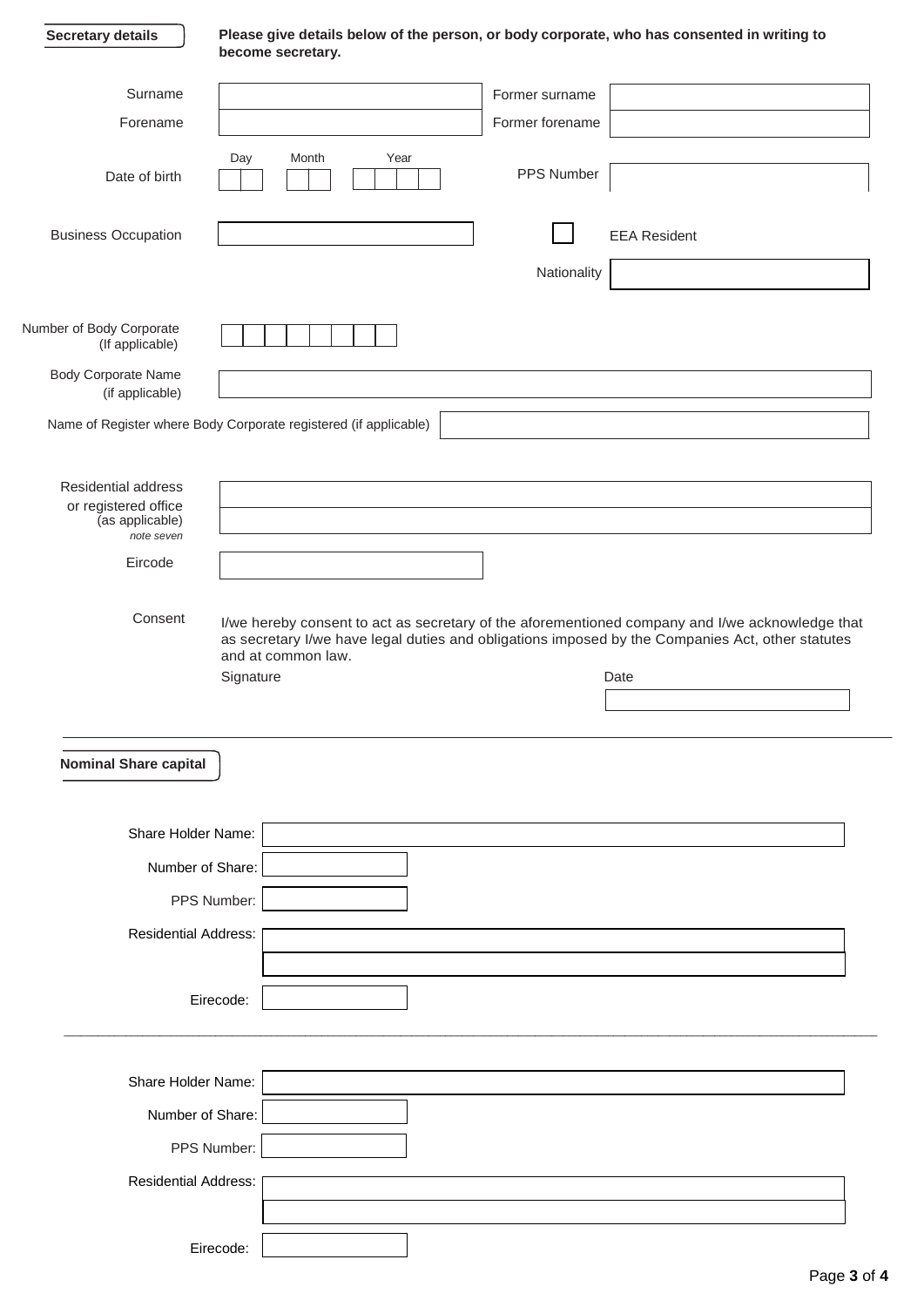## Secretary details

**Please give details below of the person, or body corporate, who has consented in writing to become secretary.**

| | | | |
|---|---|---|---|
| Surname | | Former surname | |
| Forename | | Former forename | |
| Date of birth | Day / Month / Year | PPS Number | |
| Business Occupation | | ☐ | EEA Resident |
| | | Nationality | |

Number of Body Corporate (If applicable):

Body Corporate Name (if applicable):

Name of Register where Body Corporate registered (if applicable):

Residential address or registered office (as applicable) *note seven*:

Eircode:

Consent

I/we hereby consent to act as secretary of the aforementioned company and I/we acknowledge that as secretary I/we have legal duties and obligations imposed by the Companies Act, other statutes and at common law.

Signature

Date

## Nominal Share capital

Share Holder Name:

Number of Share:

PPS Number:

Residential Address:

Eirecode:

---

Share Holder Name:

Number of Share:

PPS Number:

Residential Address:

Eirecode: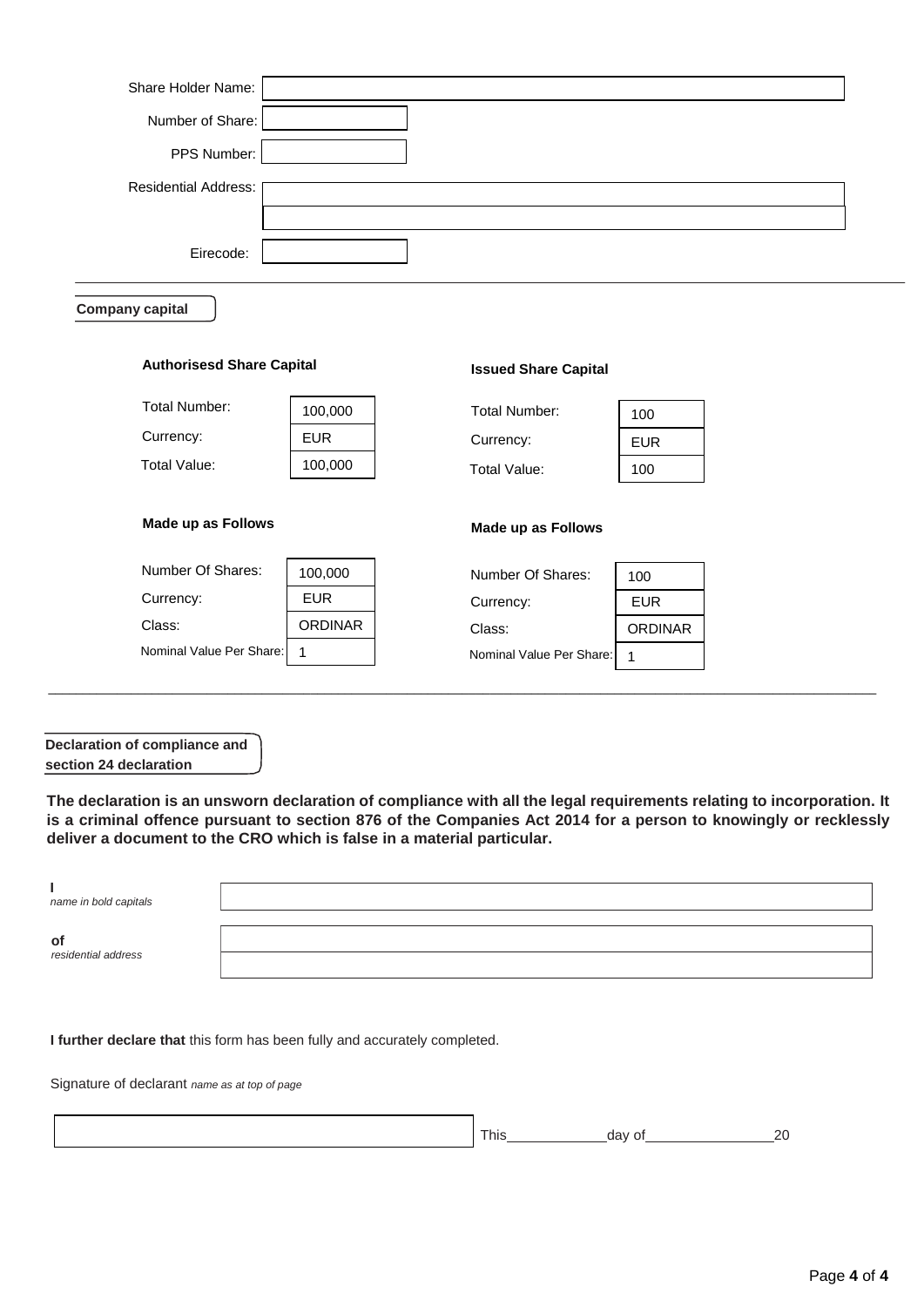| | |
|---|---|
| Share Holder Name: | |
| Number of Share: | |
| PPS Number: | |
| Residential Address: | |
| | |
| Eirecode: | |

## Company capital

| Authorisesd Share Capital | | Issued Share Capital | |
|---|---|---|---|
| Total Number: | 100,000 | Total Number: | 100 |
| Currency: | EUR | Currency: | EUR |
| Total Value: | 100,000 | Total Value: | 100 |
| **Made up as Follows** | | **Made up as Follows** | |
| Number Of Shares: | 100,000 | Number Of Shares: | 100 |
| Currency: | EUR | Currency: | EUR |
| Class: | ORDINAR | Class: | ORDINAR |
| Nominal Value Per Share: | 1 | Nominal Value Per Share: | 1 |

## Declaration of compliance and section 24 declaration

**The declaration is an unsworn declaration of compliance with all the legal requirements relating to incorporation. It is a criminal offence pursuant to section 876 of the Companies Act 2014 for a person to knowingly or recklessly deliver a document to the CRO which is false in a material particular.**

| | |
|---|---|
| **I** *name in bold capitals* | |
| **of** *residential address* | |
| | |

**I further declare that** this form has been fully and accurately completed.

Signature of declarant *name as at top of page*

| | |
|---|---|
| | This\_\_\_\_\_\_\_\_\_\_\_\_day of\_\_\_\_\_\_\_\_\_\_\_\_\_\_\_\_20 |